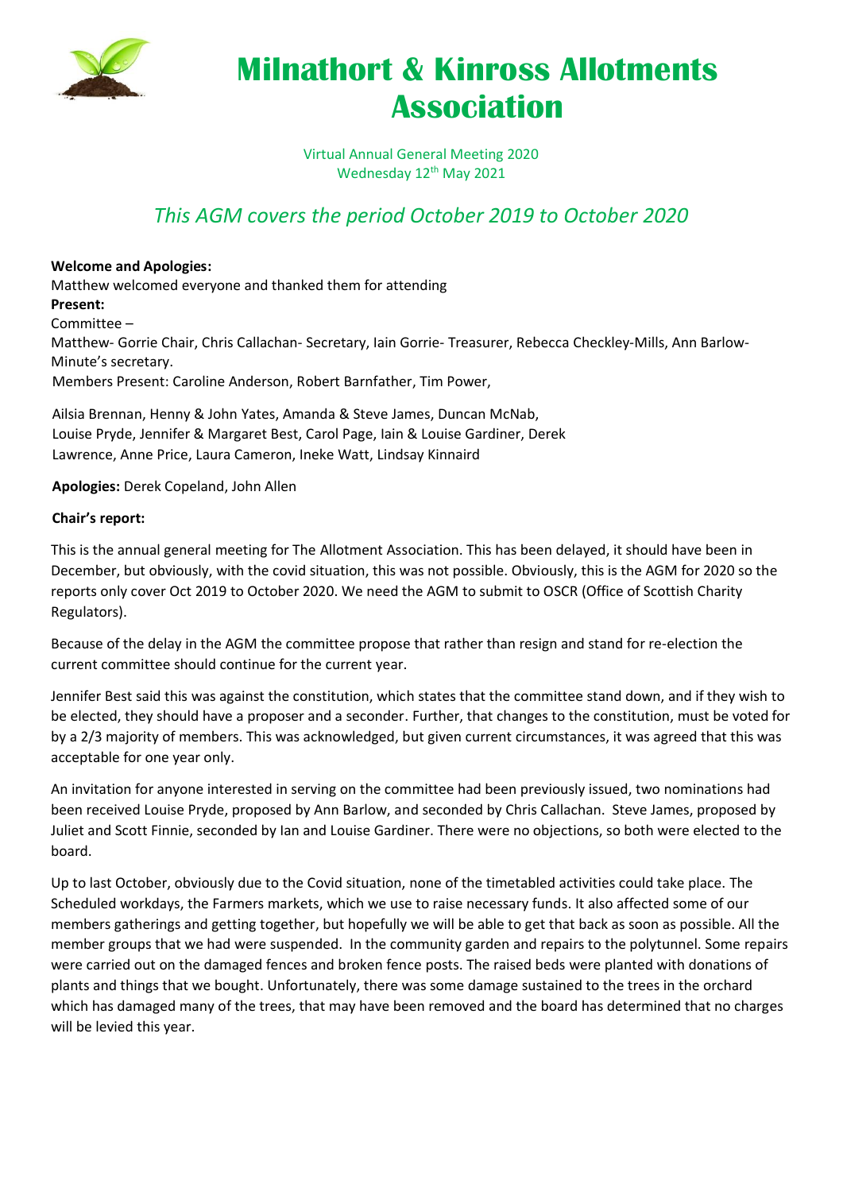# Milnathort & Kinross Allotments Association

Virtual Annual General Meeting 2020
Wednesday 12th May 2021

## *This AGM covers the period October 2019 to October 2020*

**Welcome and Apologies:**
Matthew welcomed everyone and thanked them for attending
**Present:**
Committee –
Matthew- Gorrie Chair, Chris Callachan- Secretary, Iain Gorrie- Treasurer, Rebecca Checkley-Mills, Ann Barlow- Minute's secretary.
Members Present: Caroline Anderson, Robert Barnfather, Tim Power,

Ailsia Brennan, Henny & John Yates, Amanda & Steve James, Duncan McNab, Louise Pryde, Jennifer & Margaret Best, Carol Page, Iain & Louise Gardiner, Derek Lawrence, Anne Price, Laura Cameron, Ineke Watt, Lindsay Kinnaird

**Apologies:** Derek Copeland, John Allen

**Chair's report:**

This is the annual general meeting for The Allotment Association. This has been delayed, it should have been in December, but obviously, with the covid situation, this was not possible. Obviously, this is the AGM for 2020 so the reports only cover Oct 2019 to October 2020. We need the AGM to submit to OSCR (Office of Scottish Charity Regulators).

Because of the delay in the AGM the committee propose that rather than resign and stand for re-election the current committee should continue for the current year.

Jennifer Best said this was against the constitution, which states that the committee stand down, and if they wish to be elected, they should have a proposer and a seconder. Further, that changes to the constitution, must be voted for by a 2/3 majority of members. This was acknowledged, but given current circumstances, it was agreed that this was acceptable for one year only.

An invitation for anyone interested in serving on the committee had been previously issued, two nominations had been received Louise Pryde, proposed by Ann Barlow, and seconded by Chris Callachan. Steve James, proposed by Juliet and Scott Finnie, seconded by Ian and Louise Gardiner. There were no objections, so both were elected to the board.

Up to last October, obviously due to the Covid situation, none of the timetabled activities could take place. The Scheduled workdays, the Farmers markets, which we use to raise necessary funds. It also affected some of our members gatherings and getting together, but hopefully we will be able to get that back as soon as possible. All the member groups that we had were suspended. In the community garden and repairs to the polytunnel. Some repairs were carried out on the damaged fences and broken fence posts. The raised beds were planted with donations of plants and things that we bought. Unfortunately, there was some damage sustained to the trees in the orchard which has damaged many of the trees, that may have been removed and the board has determined that no charges will be levied this year.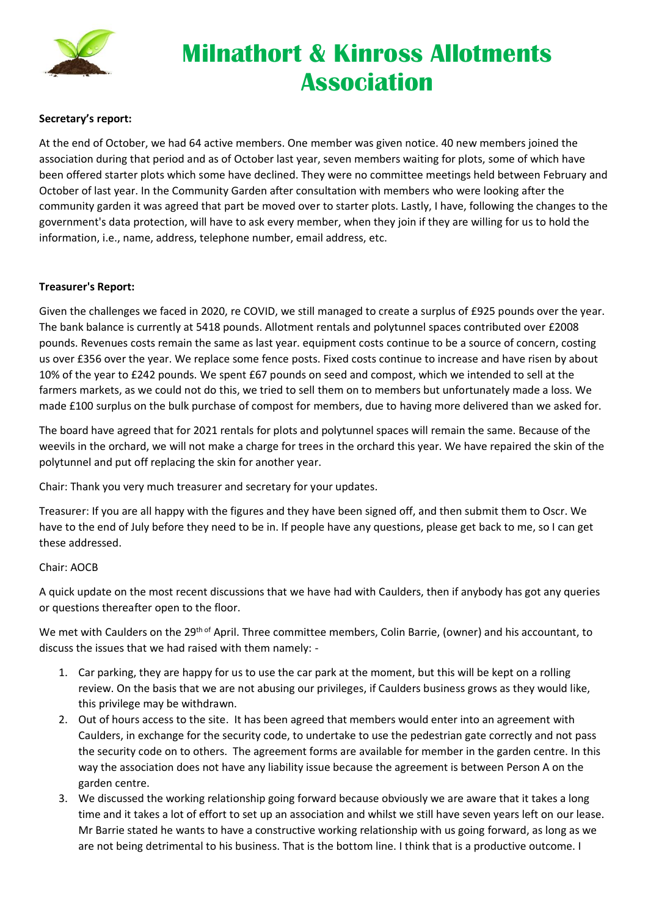# Milnathort & Kinross Allotments Association

**Secretary's report:**

At the end of October, we had 64 active members. One member was given notice. 40 new members joined the association during that period and as of October last year, seven members waiting for plots, some of which have been offered starter plots which some have declined. They were no committee meetings held between February and October of last year. In the Community Garden after consultation with members who were looking after the community garden it was agreed that part be moved over to starter plots. Lastly, I have, following the changes to the government's data protection, will have to ask every member, when they join if they are willing for us to hold the information, i.e., name, address, telephone number, email address, etc.

**Treasurer's Report:**

Given the challenges we faced in 2020, re COVID, we still managed to create a surplus of £925 pounds over the year. The bank balance is currently at 5418 pounds. Allotment rentals and polytunnel spaces contributed over £2008 pounds. Revenues costs remain the same as last year. equipment costs continue to be a source of concern, costing us over £356 over the year. We replace some fence posts. Fixed costs continue to increase and have risen by about 10% of the year to £242 pounds. We spent £67 pounds on seed and compost, which we intended to sell at the farmers markets, as we could not do this, we tried to sell them on to members but unfortunately made a loss. We made £100 surplus on the bulk purchase of compost for members, due to having more delivered than we asked for.

The board have agreed that for 2021 rentals for plots and polytunnel spaces will remain the same. Because of the weevils in the orchard, we will not make a charge for trees in the orchard this year. We have repaired the skin of the polytunnel and put off replacing the skin for another year.

Chair: Thank you very much treasurer and secretary for your updates.

Treasurer: If you are all happy with the figures and they have been signed off, and then submit them to Oscr. We have to the end of July before they need to be in. If people have any questions, please get back to me, so I can get these addressed.

Chair: AOCB

A quick update on the most recent discussions that we have had with Caulders, then if anybody has got any queries or questions thereafter open to the floor.

We met with Caulders on the 29th of April. Three committee members, Colin Barrie, (owner) and his accountant, to discuss the issues that we had raised with them namely: -

1. Car parking, they are happy for us to use the car park at the moment, but this will be kept on a rolling review. On the basis that we are not abusing our privileges, if Caulders business grows as they would like, this privilege may be withdrawn.
2. Out of hours access to the site. It has been agreed that members would enter into an agreement with Caulders, in exchange for the security code, to undertake to use the pedestrian gate correctly and not pass the security code on to others. The agreement forms are available for member in the garden centre. In this way the association does not have any liability issue because the agreement is between Person A on the garden centre.
3. We discussed the working relationship going forward because obviously we are aware that it takes a long time and it takes a lot of effort to set up an association and whilst we still have seven years left on our lease. Mr Barrie stated he wants to have a constructive working relationship with us going forward, as long as we are not being detrimental to his business. That is the bottom line. I think that is a productive outcome. I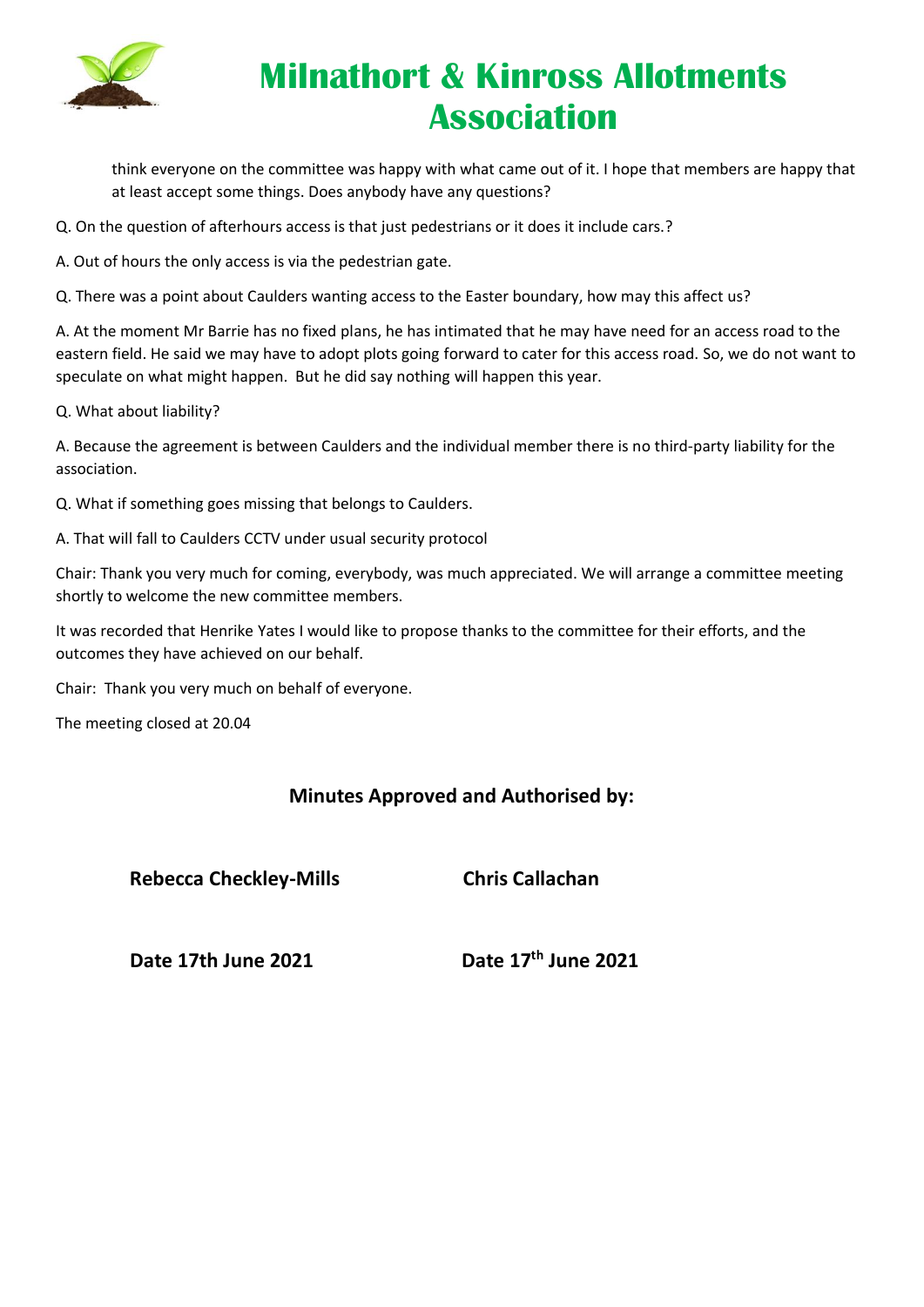think everyone on the committee was happy with what came out of it. I hope that members are happy that at least accept some things. Does anybody have any questions?

Q. On the question of afterhours access is that just pedestrians or it does it include cars.?

A. Out of hours the only access is via the pedestrian gate.

Q. There was a point about Caulders wanting access to the Easter boundary, how may this affect us?

A. At the moment Mr Barrie has no fixed plans, he has intimated that he may have need for an access road to the eastern field. He said we may have to adopt plots going forward to cater for this access road. So, we do not want to speculate on what might happen. But he did say nothing will happen this year.

Q. What about liability?

A. Because the agreement is between Caulders and the individual member there is no third-party liability for the association.

Q. What if something goes missing that belongs to Caulders.

A. That will fall to Caulders CCTV under usual security protocol

Chair: Thank you very much for coming, everybody, was much appreciated. We will arrange a committee meeting shortly to welcome the new committee members.

It was recorded that Henrike Yates I would like to propose thanks to the committee for their efforts, and the outcomes they have achieved on our behalf.

Chair: Thank you very much on behalf of everyone.

The meeting closed at 20.04

**Minutes Approved and Authorised by:**

**Rebecca Checkley-Mills** | **Chris Callachan**

**Date 17th June 2021** | **Date 17th June 2021**